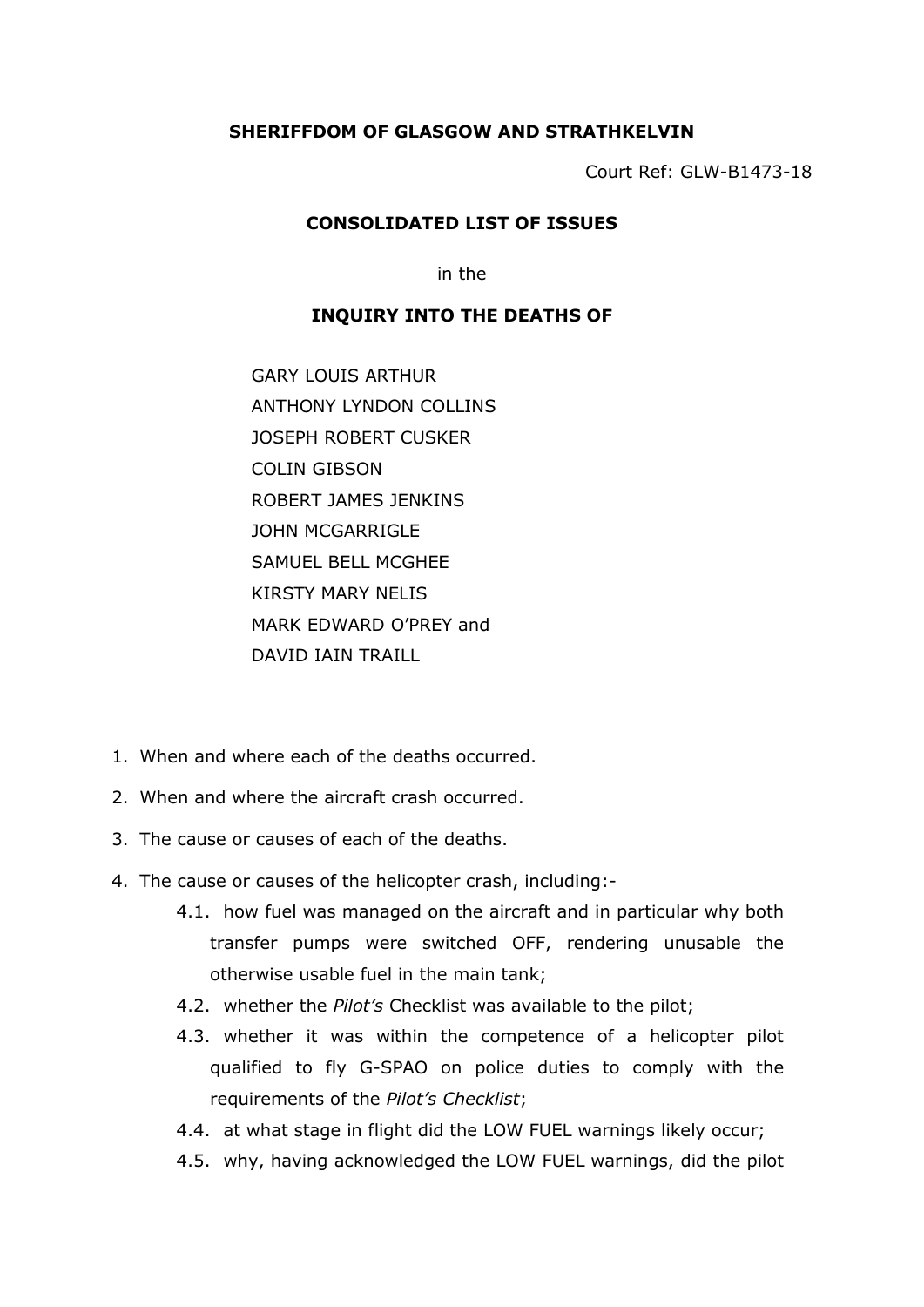**SHERIFFDOM OF GLASGOW AND STRATHKELVIN**

Court Ref: GLW-B1473-18

**CONSOLIDATED LIST OF ISSUES**

in the

**INQUIRY INTO THE DEATHS OF**

GARY LOUIS ARTHUR
ANTHONY LYNDON COLLINS
JOSEPH ROBERT CUSKER
COLIN GIBSON
ROBERT JAMES JENKINS
JOHN MCGARRIGLE
SAMUEL BELL MCGHEE
KIRSTY MARY NELIS
MARK EDWARD O'PREY and
DAVID IAIN TRAILL

1. When and where each of the deaths occurred.
2. When and where the aircraft crash occurred.
3. The cause or causes of each of the deaths.
4. The cause or causes of the helicopter crash, including:-
    - 4.1. how fuel was managed on the aircraft and in particular why both transfer pumps were switched OFF, rendering unusable the otherwise usable fuel in the main tank;
    - 4.2. whether the *Pilot's* Checklist was available to the pilot;
    - 4.3. whether it was within the competence of a helicopter pilot qualified to fly G-SPAO on police duties to comply with the requirements of the *Pilot's Checklist*;
    - 4.4. at what stage in flight did the LOW FUEL warnings likely occur;
    - 4.5. why, having acknowledged the LOW FUEL warnings, did the pilot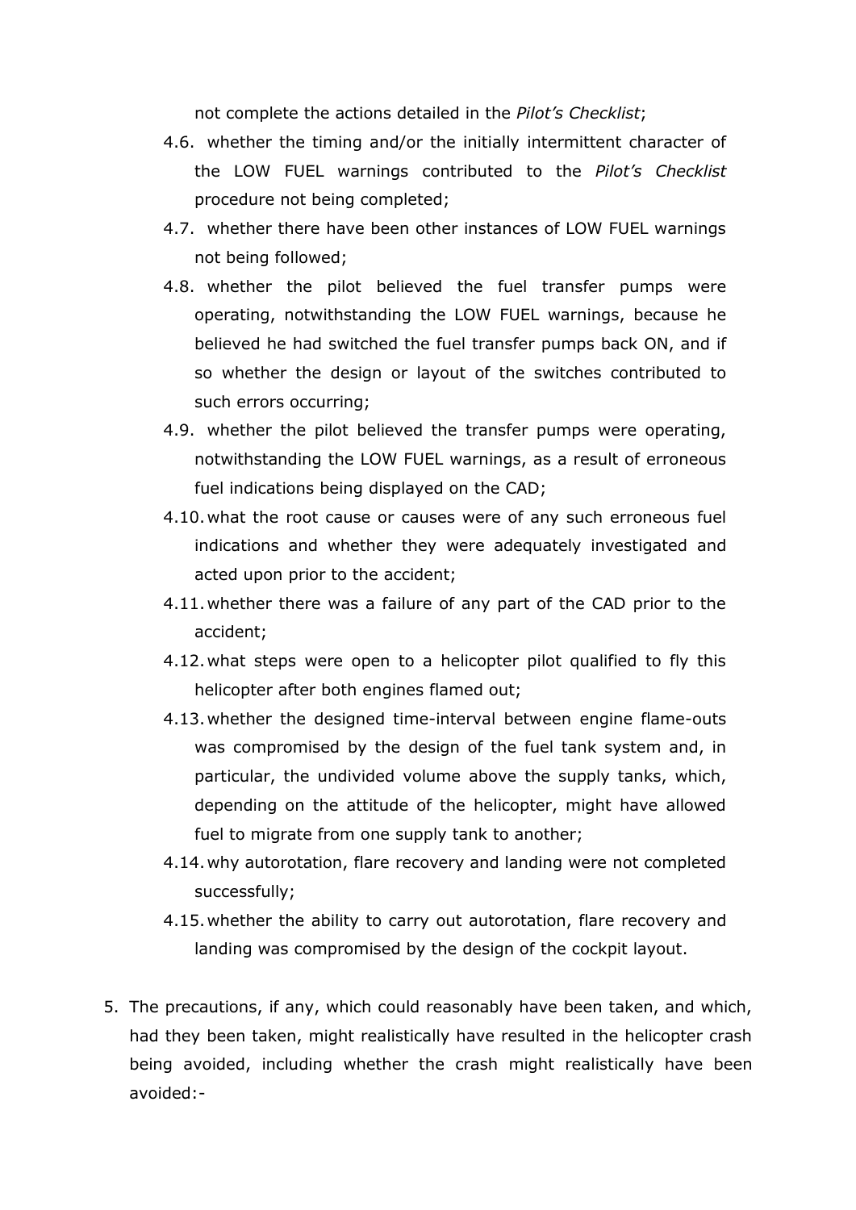not complete the actions detailed in the *Pilot's Checklist*;

4.6. whether the timing and/or the initially intermittent character of the LOW FUEL warnings contributed to the *Pilot's Checklist* procedure not being completed;

4.7. whether there have been other instances of LOW FUEL warnings not being followed;

4.8. whether the pilot believed the fuel transfer pumps were operating, notwithstanding the LOW FUEL warnings, because he believed he had switched the fuel transfer pumps back ON, and if so whether the design or layout of the switches contributed to such errors occurring;

4.9. whether the pilot believed the transfer pumps were operating, notwithstanding the LOW FUEL warnings, as a result of erroneous fuel indications being displayed on the CAD;

4.10. what the root cause or causes were of any such erroneous fuel indications and whether they were adequately investigated and acted upon prior to the accident;

4.11. whether there was a failure of any part of the CAD prior to the accident;

4.12. what steps were open to a helicopter pilot qualified to fly this helicopter after both engines flamed out;

4.13. whether the designed time-interval between engine flame-outs was compromised by the design of the fuel tank system and, in particular, the undivided volume above the supply tanks, which, depending on the attitude of the helicopter, might have allowed fuel to migrate from one supply tank to another;

4.14. why autorotation, flare recovery and landing were not completed successfully;

4.15. whether the ability to carry out autorotation, flare recovery and landing was compromised by the design of the cockpit layout.

5. The precautions, if any, which could reasonably have been taken, and which, had they been taken, might realistically have resulted in the helicopter crash being avoided, including whether the crash might realistically have been avoided:-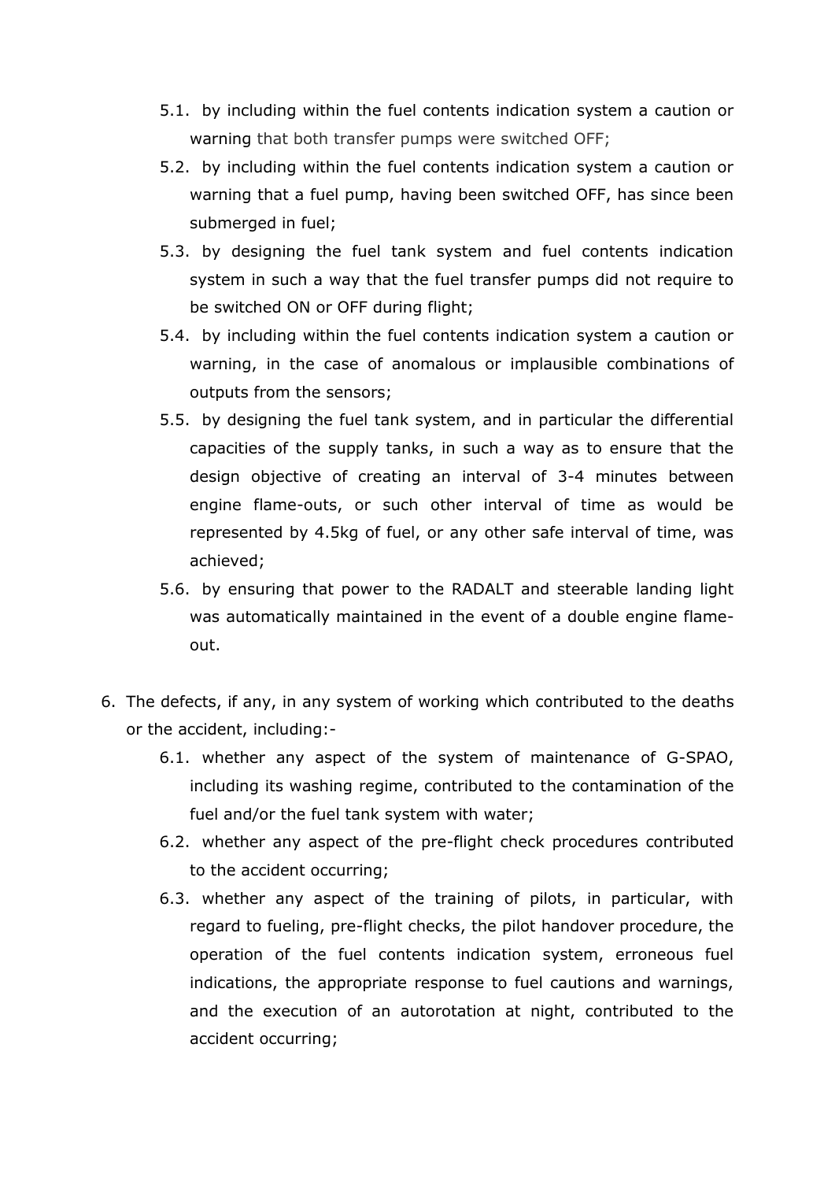- 5.1. by including within the fuel contents indication system a caution or warning that both transfer pumps were switched OFF;
- 5.2. by including within the fuel contents indication system a caution or warning that a fuel pump, having been switched OFF, has since been submerged in fuel;
- 5.3. by designing the fuel tank system and fuel contents indication system in such a way that the fuel transfer pumps did not require to be switched ON or OFF during flight;
- 5.4. by including within the fuel contents indication system a caution or warning, in the case of anomalous or implausible combinations of outputs from the sensors;
- 5.5. by designing the fuel tank system, and in particular the differential capacities of the supply tanks, in such a way as to ensure that the design objective of creating an interval of 3-4 minutes between engine flame-outs, or such other interval of time as would be represented by 4.5kg of fuel, or any other safe interval of time, was achieved;
- 5.6. by ensuring that power to the RADALT and steerable landing light was automatically maintained in the event of a double engine flame-out.

6. The defects, if any, in any system of working which contributed to the deaths or the accident, including:-
   - 6.1. whether any aspect of the system of maintenance of G-SPAO, including its washing regime, contributed to the contamination of the fuel and/or the fuel tank system with water;
   - 6.2. whether any aspect of the pre-flight check procedures contributed to the accident occurring;
   - 6.3. whether any aspect of the training of pilots, in particular, with regard to fueling, pre-flight checks, the pilot handover procedure, the operation of the fuel contents indication system, erroneous fuel indications, the appropriate response to fuel cautions and warnings, and the execution of an autorotation at night, contributed to the accident occurring;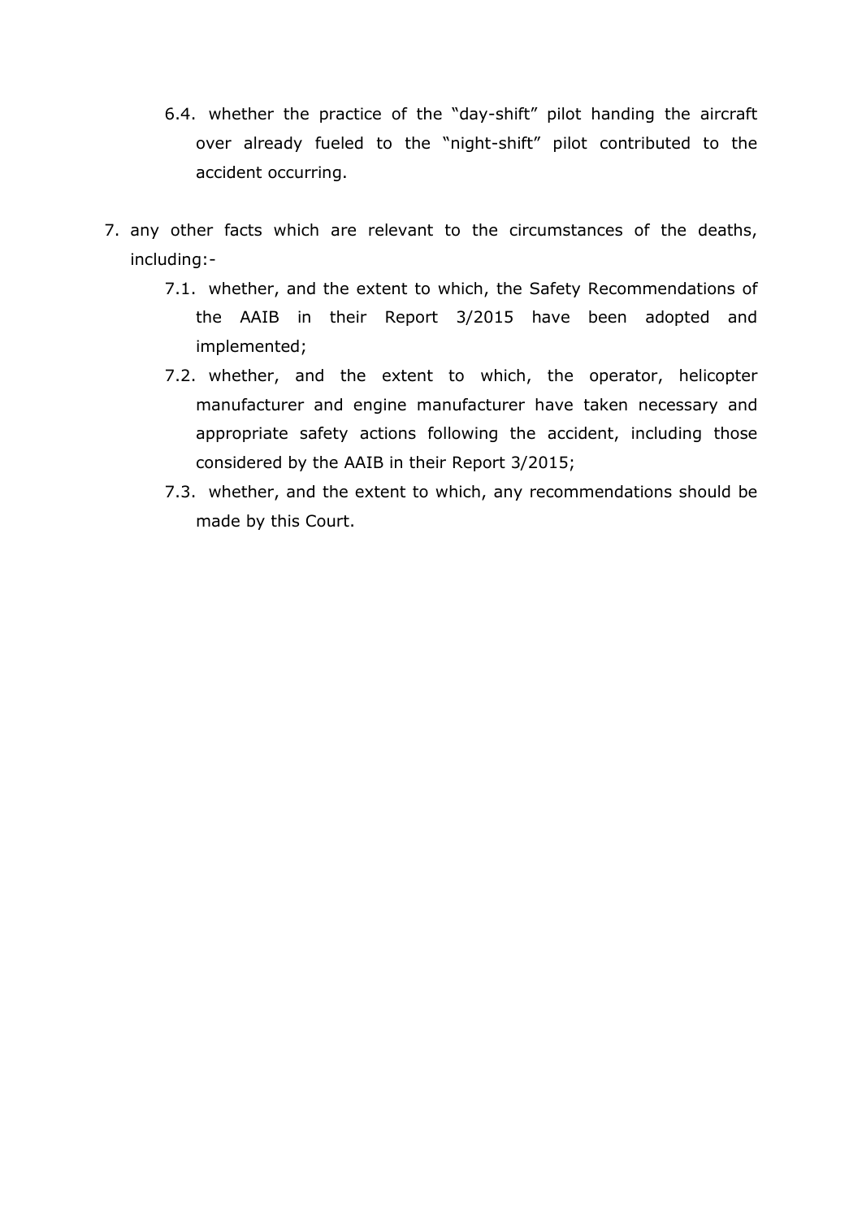6.4. whether the practice of the "day-shift" pilot handing the aircraft over already fueled to the "night-shift" pilot contributed to the accident occurring.

7. any other facts which are relevant to the circumstances of the deaths, including:-
    7.1. whether, and the extent to which, the Safety Recommendations of the AAIB in their Report 3/2015 have been adopted and implemented;
    7.2. whether, and the extent to which, the operator, helicopter manufacturer and engine manufacturer have taken necessary and appropriate safety actions following the accident, including those considered by the AAIB in their Report 3/2015;
    7.3. whether, and the extent to which, any recommendations should be made by this Court.